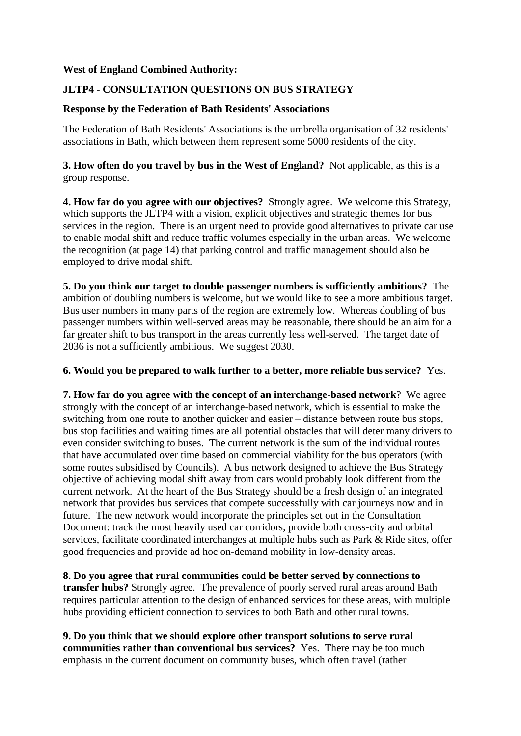**West of England Combined Authority:**

**JLTP4 - CONSULTATION QUESTIONS ON BUS STRATEGY**

**Response by the Federation of Bath Residents' Associations**

The Federation of Bath Residents' Associations is the umbrella organisation of 32 residents' associations in Bath, which between them represent some 5000 residents of the city.

**3. How often do you travel by bus in the West of England?** Not applicable, as this is a group response.

**4. How far do you agree with our objectives?** Strongly agree. We welcome this Strategy, which supports the JLTP4 with a vision, explicit objectives and strategic themes for bus services in the region. There is an urgent need to provide good alternatives to private car use to enable modal shift and reduce traffic volumes especially in the urban areas. We welcome the recognition (at page 14) that parking control and traffic management should also be employed to drive modal shift.

**5. Do you think our target to double passenger numbers is sufficiently ambitious?** The ambition of doubling numbers is welcome, but we would like to see a more ambitious target. Bus user numbers in many parts of the region are extremely low. Whereas doubling of bus passenger numbers within well-served areas may be reasonable, there should be an aim for a far greater shift to bus transport in the areas currently less well-served. The target date of 2036 is not a sufficiently ambitious. We suggest 2030.

**6. Would you be prepared to walk further to a better, more reliable bus service?** Yes.

**7. How far do you agree with the concept of an interchange-based network**? We agree strongly with the concept of an interchange-based network, which is essential to make the switching from one route to another quicker and easier – distance between route bus stops, bus stop facilities and waiting times are all potential obstacles that will deter many drivers to even consider switching to buses. The current network is the sum of the individual routes that have accumulated over time based on commercial viability for the bus operators (with some routes subsidised by Councils). A bus network designed to achieve the Bus Strategy objective of achieving modal shift away from cars would probably look different from the current network. At the heart of the Bus Strategy should be a fresh design of an integrated network that provides bus services that compete successfully with car journeys now and in future. The new network would incorporate the principles set out in the Consultation Document: track the most heavily used car corridors, provide both cross-city and orbital services, facilitate coordinated interchanges at multiple hubs such as Park & Ride sites, offer good frequencies and provide ad hoc on-demand mobility in low-density areas.

**8. Do you agree that rural communities could be better served by connections to transfer hubs?** Strongly agree. The prevalence of poorly served rural areas around Bath requires particular attention to the design of enhanced services for these areas, with multiple hubs providing efficient connection to services to both Bath and other rural towns.

**9. Do you think that we should explore other transport solutions to serve rural communities rather than conventional bus services?** Yes. There may be too much emphasis in the current document on community buses, which often travel (rather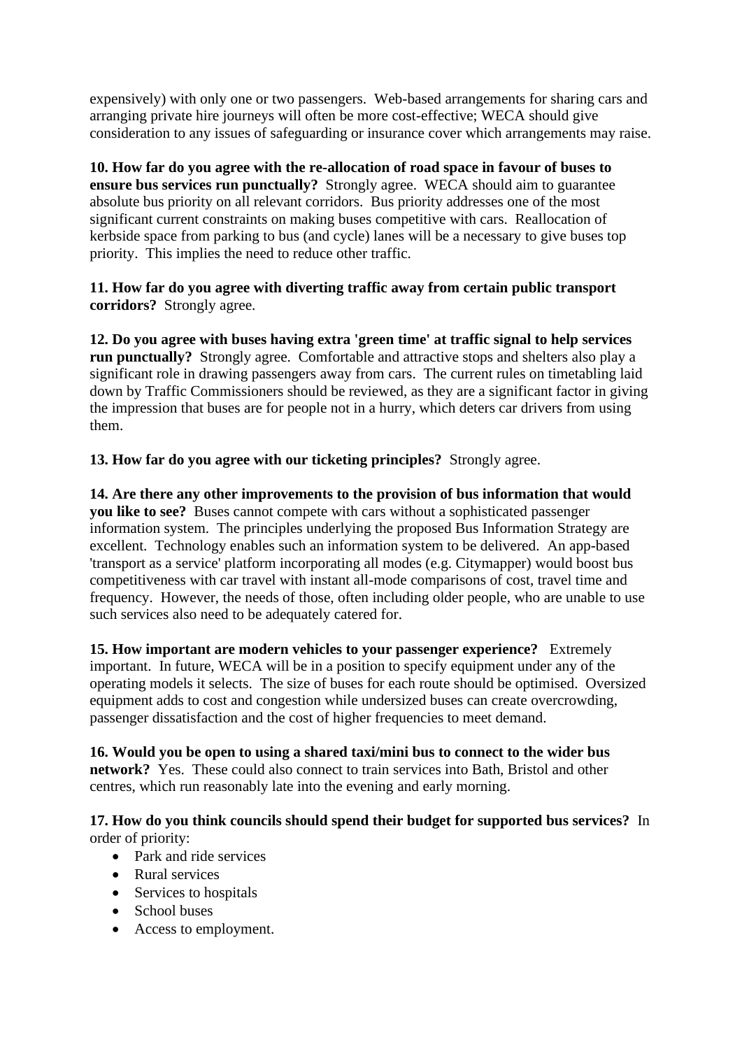expensively) with only one or two passengers. Web-based arrangements for sharing cars and arranging private hire journeys will often be more cost-effective; WECA should give consideration to any issues of safeguarding or insurance cover which arrangements may raise.

**10. How far do you agree with the re-allocation of road space in favour of buses to ensure bus services run punctually?** Strongly agree. WECA should aim to guarantee absolute bus priority on all relevant corridors. Bus priority addresses one of the most significant current constraints on making buses competitive with cars. Reallocation of kerbside space from parking to bus (and cycle) lanes will be a necessary to give buses top priority. This implies the need to reduce other traffic.

**11. How far do you agree with diverting traffic away from certain public transport corridors?** Strongly agree.

**12. Do you agree with buses having extra 'green time' at traffic signal to help services run punctually?** Strongly agree. Comfortable and attractive stops and shelters also play a significant role in drawing passengers away from cars. The current rules on timetabling laid down by Traffic Commissioners should be reviewed, as they are a significant factor in giving the impression that buses are for people not in a hurry, which deters car drivers from using them.

**13. How far do you agree with our ticketing principles?** Strongly agree.

**14. Are there any other improvements to the provision of bus information that would you like to see?** Buses cannot compete with cars without a sophisticated passenger information system. The principles underlying the proposed Bus Information Strategy are excellent. Technology enables such an information system to be delivered. An app-based 'transport as a service' platform incorporating all modes (e.g. Citymapper) would boost bus competitiveness with car travel with instant all-mode comparisons of cost, travel time and frequency. However, the needs of those, often including older people, who are unable to use such services also need to be adequately catered for.

**15. How important are modern vehicles to your passenger experience?** Extremely important. In future, WECA will be in a position to specify equipment under any of the operating models it selects. The size of buses for each route should be optimised. Oversized equipment adds to cost and congestion while undersized buses can create overcrowding, passenger dissatisfaction and the cost of higher frequencies to meet demand.

**16. Would you be open to using a shared taxi/mini bus to connect to the wider bus network?** Yes. These could also connect to train services into Bath, Bristol and other centres, which run reasonably late into the evening and early morning.

**17. How do you think councils should spend their budget for supported bus services?** In order of priority:

- Park and ride services
- Rural services
- Services to hospitals
- School buses
- Access to employment.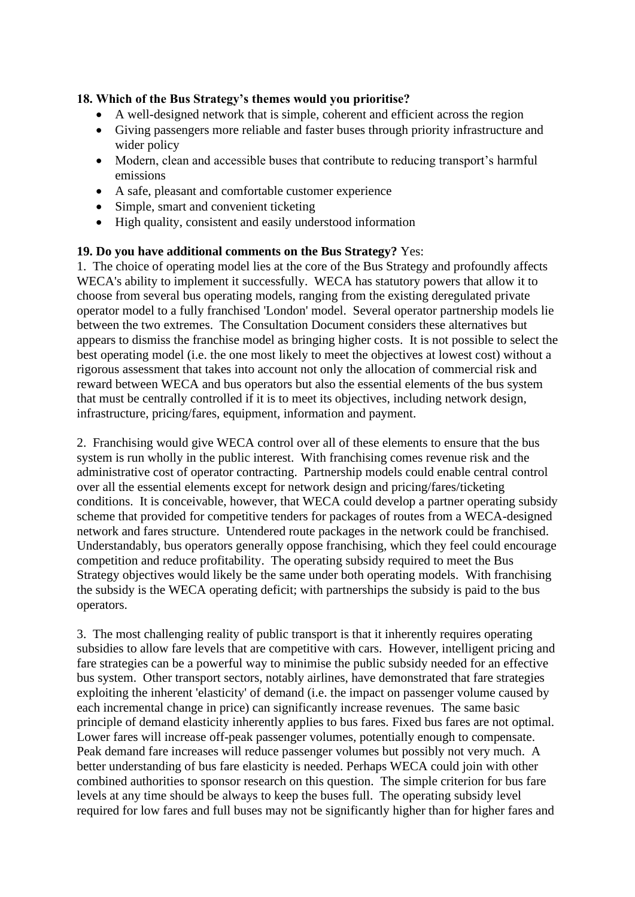**18. Which of the Bus Strategy's themes would you prioritise?**

- A well-designed network that is simple, coherent and efficient across the region
- Giving passengers more reliable and faster buses through priority infrastructure and wider policy
- Modern, clean and accessible buses that contribute to reducing transport's harmful emissions
- A safe, pleasant and comfortable customer experience
- Simple, smart and convenient ticketing
- High quality, consistent and easily understood information

**19. Do you have additional comments on the Bus Strategy?** Yes:

1. The choice of operating model lies at the core of the Bus Strategy and profoundly affects WECA's ability to implement it successfully. WECA has statutory powers that allow it to choose from several bus operating models, ranging from the existing deregulated private operator model to a fully franchised 'London' model. Several operator partnership models lie between the two extremes. The Consultation Document considers these alternatives but appears to dismiss the franchise model as bringing higher costs. It is not possible to select the best operating model (i.e. the one most likely to meet the objectives at lowest cost) without a rigorous assessment that takes into account not only the allocation of commercial risk and reward between WECA and bus operators but also the essential elements of the bus system that must be centrally controlled if it is to meet its objectives, including network design, infrastructure, pricing/fares, equipment, information and payment.

2. Franchising would give WECA control over all of these elements to ensure that the bus system is run wholly in the public interest. With franchising comes revenue risk and the administrative cost of operator contracting. Partnership models could enable central control over all the essential elements except for network design and pricing/fares/ticketing conditions. It is conceivable, however, that WECA could develop a partner operating subsidy scheme that provided for competitive tenders for packages of routes from a WECA-designed network and fares structure. Untendered route packages in the network could be franchised. Understandably, bus operators generally oppose franchising, which they feel could encourage competition and reduce profitability. The operating subsidy required to meet the Bus Strategy objectives would likely be the same under both operating models. With franchising the subsidy is the WECA operating deficit; with partnerships the subsidy is paid to the bus operators.

3. The most challenging reality of public transport is that it inherently requires operating subsidies to allow fare levels that are competitive with cars. However, intelligent pricing and fare strategies can be a powerful way to minimise the public subsidy needed for an effective bus system. Other transport sectors, notably airlines, have demonstrated that fare strategies exploiting the inherent 'elasticity' of demand (i.e. the impact on passenger volume caused by each incremental change in price) can significantly increase revenues. The same basic principle of demand elasticity inherently applies to bus fares. Fixed bus fares are not optimal. Lower fares will increase off-peak passenger volumes, potentially enough to compensate. Peak demand fare increases will reduce passenger volumes but possibly not very much. A better understanding of bus fare elasticity is needed. Perhaps WECA could join with other combined authorities to sponsor research on this question. The simple criterion for bus fare levels at any time should be always to keep the buses full. The operating subsidy level required for low fares and full buses may not be significantly higher than for higher fares and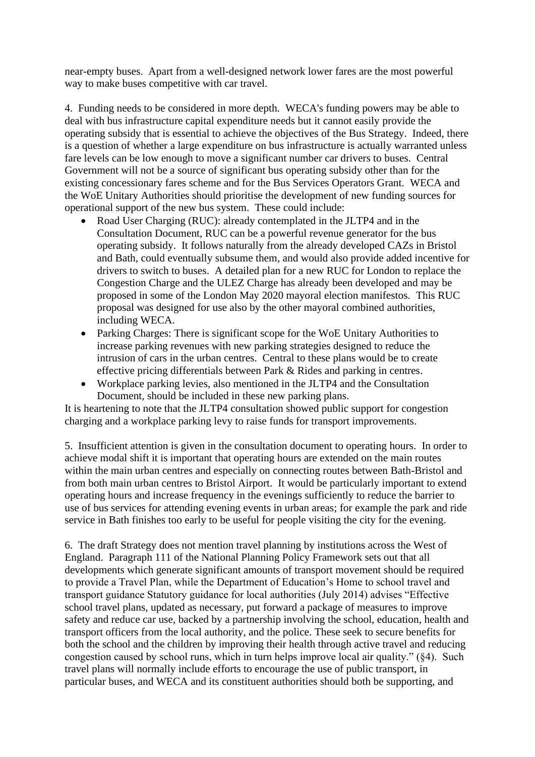near-empty buses. Apart from a well-designed network lower fares are the most powerful way to make buses competitive with car travel.

4. Funding needs to be considered in more depth. WECA's funding powers may be able to deal with bus infrastructure capital expenditure needs but it cannot easily provide the operating subsidy that is essential to achieve the objectives of the Bus Strategy. Indeed, there is a question of whether a large expenditure on bus infrastructure is actually warranted unless fare levels can be low enough to move a significant number car drivers to buses. Central Government will not be a source of significant bus operating subsidy other than for the existing concessionary fares scheme and for the Bus Services Operators Grant. WECA and the WoE Unitary Authorities should prioritise the development of new funding sources for operational support of the new bus system. These could include:

- Road User Charging (RUC): already contemplated in the JLTP4 and in the Consultation Document, RUC can be a powerful revenue generator for the bus operating subsidy. It follows naturally from the already developed CAZs in Bristol and Bath, could eventually subsume them, and would also provide added incentive for drivers to switch to buses. A detailed plan for a new RUC for London to replace the Congestion Charge and the ULEZ Charge has already been developed and may be proposed in some of the London May 2020 mayoral election manifestos. This RUC proposal was designed for use also by the other mayoral combined authorities, including WECA.
- Parking Charges: There is significant scope for the WoE Unitary Authorities to increase parking revenues with new parking strategies designed to reduce the intrusion of cars in the urban centres. Central to these plans would be to create effective pricing differentials between Park & Rides and parking in centres.
- Workplace parking levies, also mentioned in the JLTP4 and the Consultation Document, should be included in these new parking plans.

It is heartening to note that the JLTP4 consultation showed public support for congestion charging and a workplace parking levy to raise funds for transport improvements.

5. Insufficient attention is given in the consultation document to operating hours. In order to achieve modal shift it is important that operating hours are extended on the main routes within the main urban centres and especially on connecting routes between Bath-Bristol and from both main urban centres to Bristol Airport. It would be particularly important to extend operating hours and increase frequency in the evenings sufficiently to reduce the barrier to use of bus services for attending evening events in urban areas; for example the park and ride service in Bath finishes too early to be useful for people visiting the city for the evening.

6. The draft Strategy does not mention travel planning by institutions across the West of England. Paragraph 111 of the National Planning Policy Framework sets out that all developments which generate significant amounts of transport movement should be required to provide a Travel Plan, while the Department of Education's Home to school travel and transport guidance Statutory guidance for local authorities (July 2014) advises "Effective school travel plans, updated as necessary, put forward a package of measures to improve safety and reduce car use, backed by a partnership involving the school, education, health and transport officers from the local authority, and the police. These seek to secure benefits for both the school and the children by improving their health through active travel and reducing congestion caused by school runs, which in turn helps improve local air quality." (§4). Such travel plans will normally include efforts to encourage the use of public transport, in particular buses, and WECA and its constituent authorities should both be supporting, and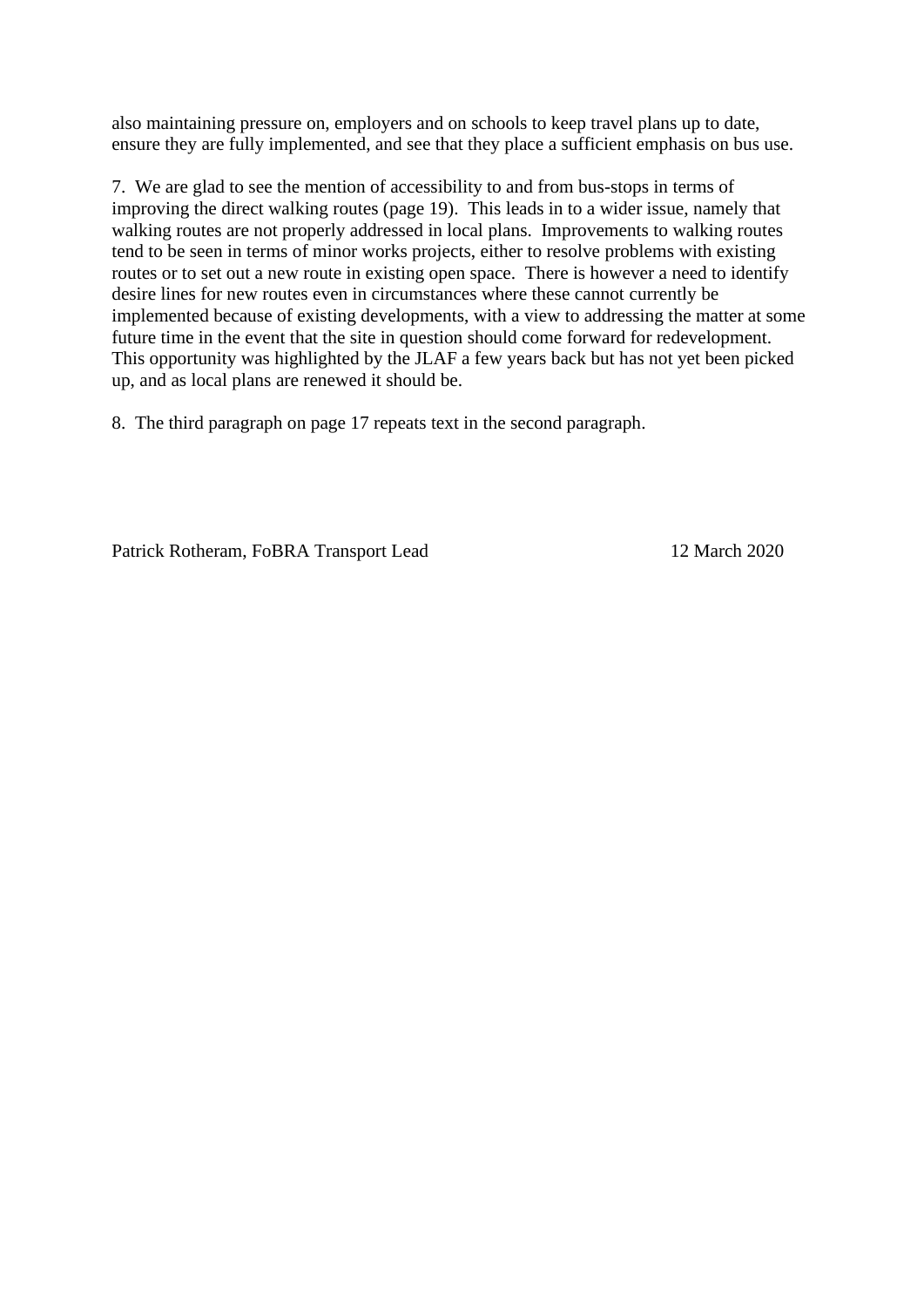also maintaining pressure on, employers and on schools to keep travel plans up to date, ensure they are fully implemented, and see that they place a sufficient emphasis on bus use.

7. We are glad to see the mention of accessibility to and from bus-stops in terms of improving the direct walking routes (page 19). This leads in to a wider issue, namely that walking routes are not properly addressed in local plans. Improvements to walking routes tend to be seen in terms of minor works projects, either to resolve problems with existing routes or to set out a new route in existing open space. There is however a need to identify desire lines for new routes even in circumstances where these cannot currently be implemented because of existing developments, with a view to addressing the matter at some future time in the event that the site in question should come forward for redevelopment. This opportunity was highlighted by the JLAF a few years back but has not yet been picked up, and as local plans are renewed it should be.

8. The third paragraph on page 17 repeats text in the second paragraph.

Patrick Rotheram, FoBRA Transport Lead 12 March 2020